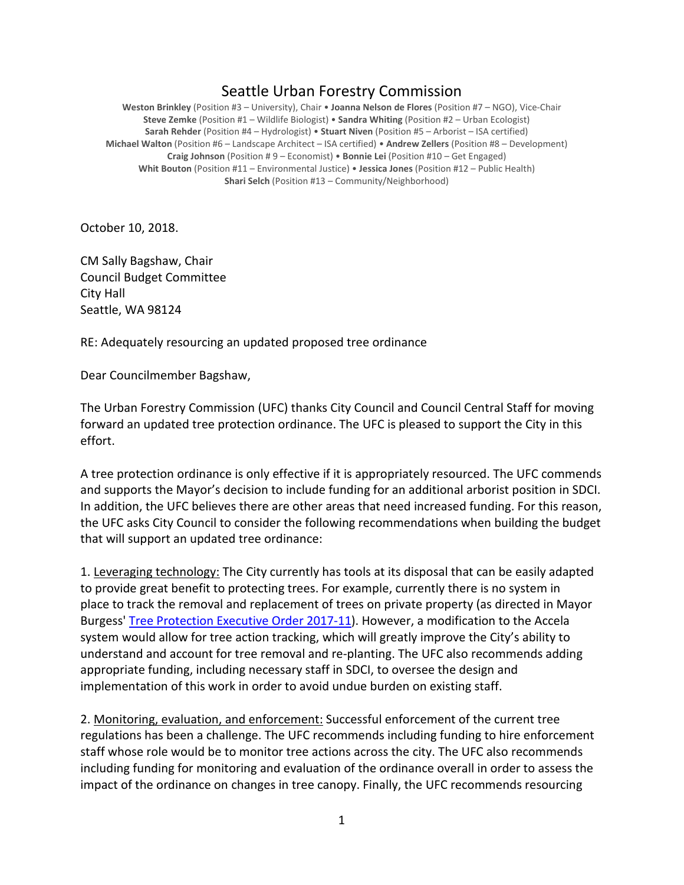# Seattle Urban Forestry Commission

**Weston Brinkley** (Position #3 – University), Chair • **Joanna Nelson de Flores** (Position #7 – NGO), Vice-Chair
**Steve Zemke** (Position #1 – Wildlife Biologist) • **Sandra Whiting** (Position #2 – Urban Ecologist)
**Sarah Rehder** (Position #4 – Hydrologist) • **Stuart Niven** (Position #5 – Arborist – ISA certified)
**Michael Walton** (Position #6 – Landscape Architect – ISA certified) • **Andrew Zellers** (Position #8 – Development)
**Craig Johnson** (Position # 9 – Economist) • **Bonnie Lei** (Position #10 – Get Engaged)
**Whit Bouton** (Position #11 – Environmental Justice) • **Jessica Jones** (Position #12 – Public Health)
**Shari Selch** (Position #13 – Community/Neighborhood)

October 10, 2018.

CM Sally Bagshaw, Chair
Council Budget Committee
City Hall
Seattle, WA 98124

RE: Adequately resourcing an updated proposed tree ordinance

Dear Councilmember Bagshaw,

The Urban Forestry Commission (UFC) thanks City Council and Council Central Staff for moving forward an updated tree protection ordinance. The UFC is pleased to support the City in this effort.

A tree protection ordinance is only effective if it is appropriately resourced. The UFC commends and supports the Mayor's decision to include funding for an additional arborist position in SDCI. In addition, the UFC believes there are other areas that need increased funding. For this reason, the UFC asks City Council to consider the following recommendations when building the budget that will support an updated tree ordinance:

1. Leveraging technology: The City currently has tools at its disposal that can be easily adapted to provide great benefit to protecting trees. For example, currently there is no system in place to track the removal and replacement of trees on private property (as directed in Mayor Burgess' Tree Protection Executive Order 2017-11). However, a modification to the Accela system would allow for tree action tracking, which will greatly improve the City's ability to understand and account for tree removal and re-planting. The UFC also recommends adding appropriate funding, including necessary staff in SDCI, to oversee the design and implementation of this work in order to avoid undue burden on existing staff.

2. Monitoring, evaluation, and enforcement: Successful enforcement of the current tree regulations has been a challenge. The UFC recommends including funding to hire enforcement staff whose role would be to monitor tree actions across the city. The UFC also recommends including funding for monitoring and evaluation of the ordinance overall in order to assess the impact of the ordinance on changes in tree canopy. Finally, the UFC recommends resourcing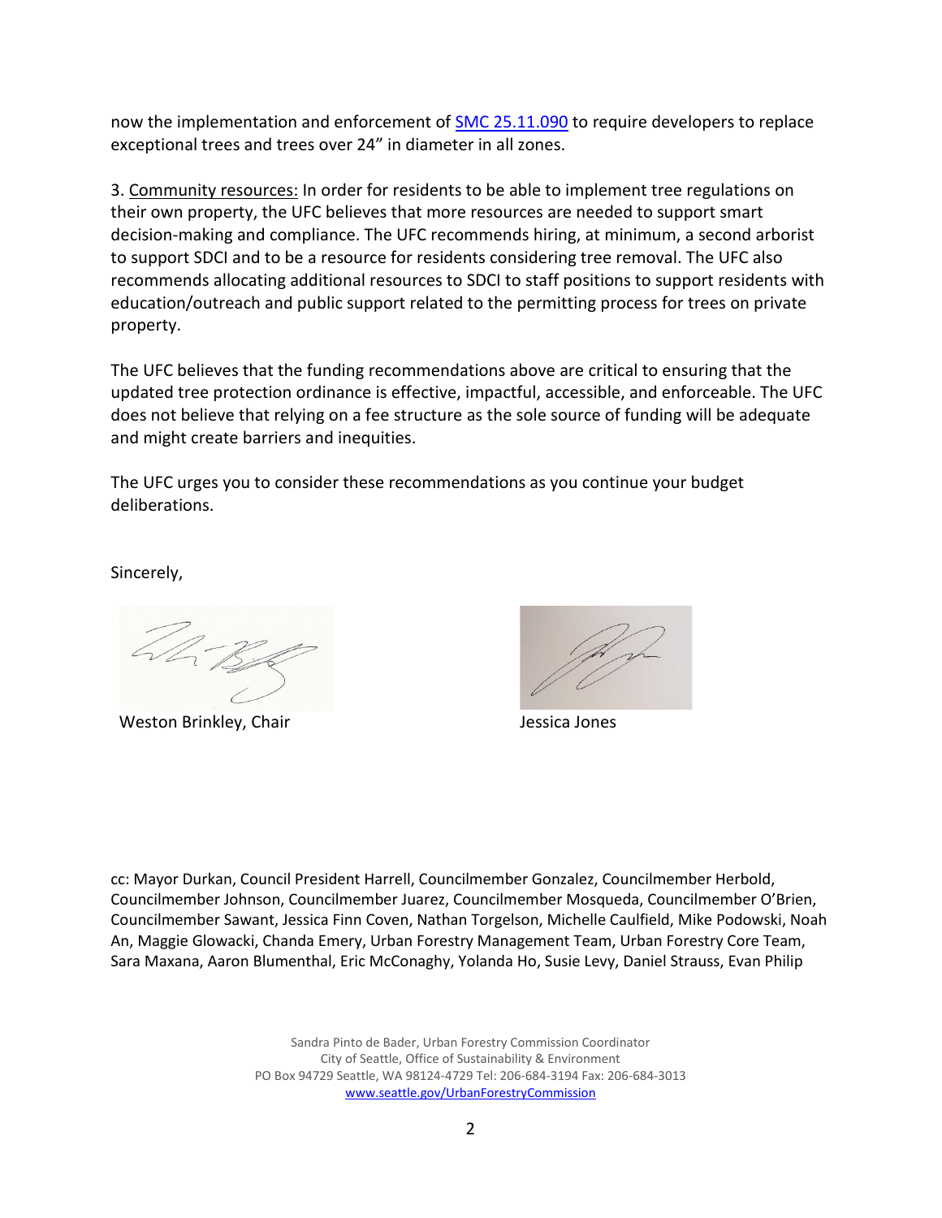now the implementation and enforcement of [SMC 25.11.090]() to require developers to replace exceptional trees and trees over 24" in diameter in all zones.

3. Community resources: In order for residents to be able to implement tree regulations on their own property, the UFC believes that more resources are needed to support smart decision-making and compliance. The UFC recommends hiring, at minimum, a second arborist to support SDCI and to be a resource for residents considering tree removal. The UFC also recommends allocating additional resources to SDCI to staff positions to support residents with education/outreach and public support related to the permitting process for trees on private property.

The UFC believes that the funding recommendations above are critical to ensuring that the updated tree protection ordinance is effective, impactful, accessible, and enforceable. The UFC does not believe that relying on a fee structure as the sole source of funding will be adequate and might create barriers and inequities.

The UFC urges you to consider these recommendations as you continue your budget deliberations.

Sincerely,

Weston Brinkley, Chair

Jessica Jones

cc: Mayor Durkan, Council President Harrell, Councilmember Gonzalez, Councilmember Herbold, Councilmember Johnson, Councilmember Juarez, Councilmember Mosqueda, Councilmember O'Brien, Councilmember Sawant, Jessica Finn Coven, Nathan Torgelson, Michelle Caulfield, Mike Podowski, Noah An, Maggie Glowacki, Chanda Emery, Urban Forestry Management Team, Urban Forestry Core Team, Sara Maxana, Aaron Blumenthal, Eric McConaghy, Yolanda Ho, Susie Levy, Daniel Strauss, Evan Philip

Sandra Pinto de Bader, Urban Forestry Commission Coordinator
City of Seattle, Office of Sustainability & Environment
PO Box 94729 Seattle, WA 98124-4729 Tel: 206-684-3194 Fax: 206-684-3013
www.seattle.gov/UrbanForestryCommission